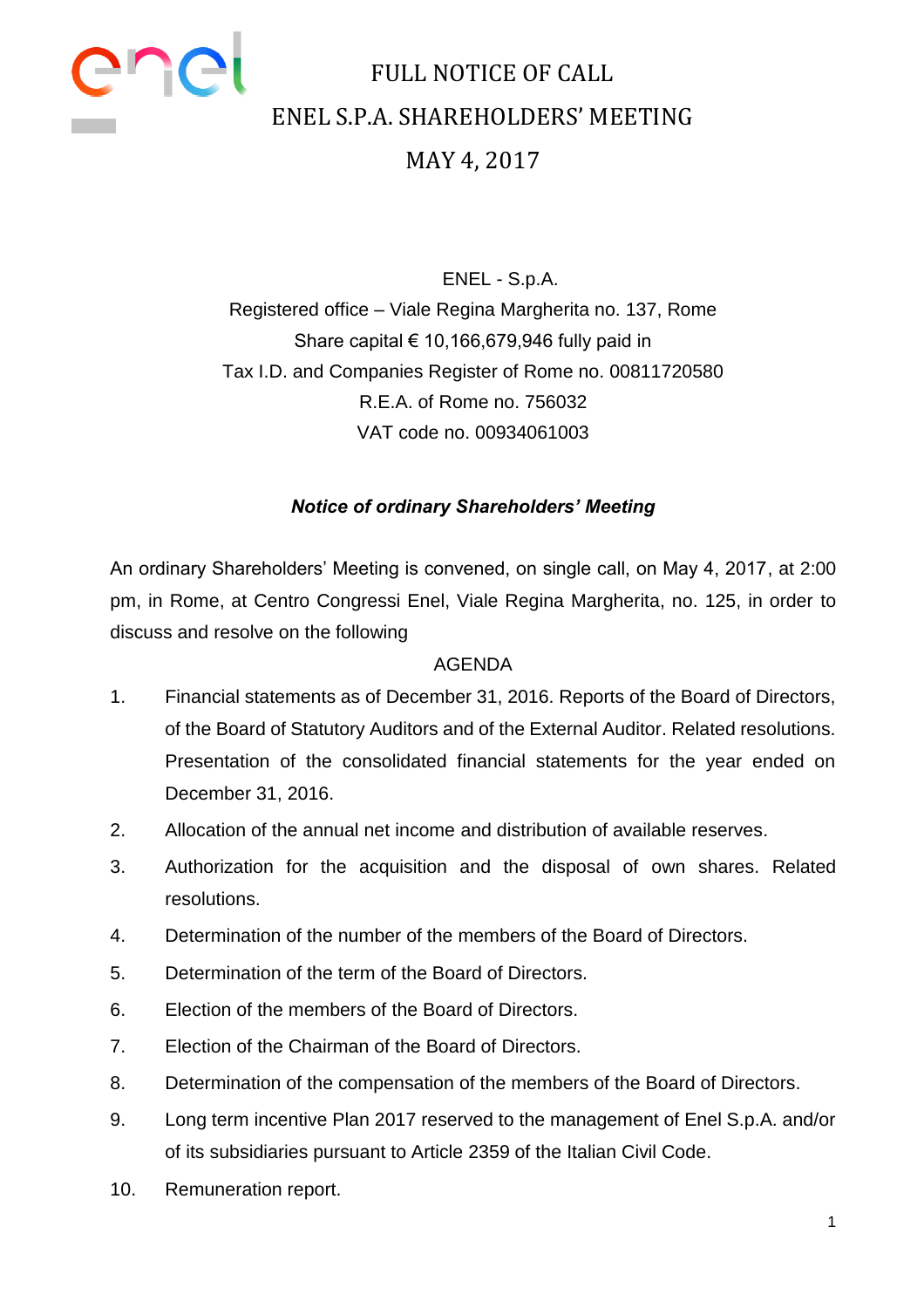# FULL NOTICE OF CALL
# ENEL S.P.A. SHAREHOLDERS' MEETING
# MAY 4, 2017

ENEL - S.p.A.
Registered office – Viale Regina Margherita no. 137, Rome
Share capital € 10,166,679,946 fully paid in
Tax I.D. and Companies Register of Rome no. 00811720580
R.E.A. of Rome no. 756032
VAT code no. 00934061003

***Notice of ordinary Shareholders' Meeting***

An ordinary Shareholders' Meeting is convened, on single call, on May 4, 2017, at 2:00 pm, in Rome, at Centro Congressi Enel, Viale Regina Margherita, no. 125, in order to discuss and resolve on the following

AGENDA

1. Financial statements as of December 31, 2016. Reports of the Board of Directors, of the Board of Statutory Auditors and of the External Auditor. Related resolutions. Presentation of the consolidated financial statements for the year ended on December 31, 2016.
2. Allocation of the annual net income and distribution of available reserves.
3. Authorization for the acquisition and the disposal of own shares. Related resolutions.
4. Determination of the number of the members of the Board of Directors.
5. Determination of the term of the Board of Directors.
6. Election of the members of the Board of Directors.
7. Election of the Chairman of the Board of Directors.
8. Determination of the compensation of the members of the Board of Directors.
9. Long term incentive Plan 2017 reserved to the management of Enel S.p.A. and/or of its subsidiaries pursuant to Article 2359 of the Italian Civil Code.
10. Remuneration report.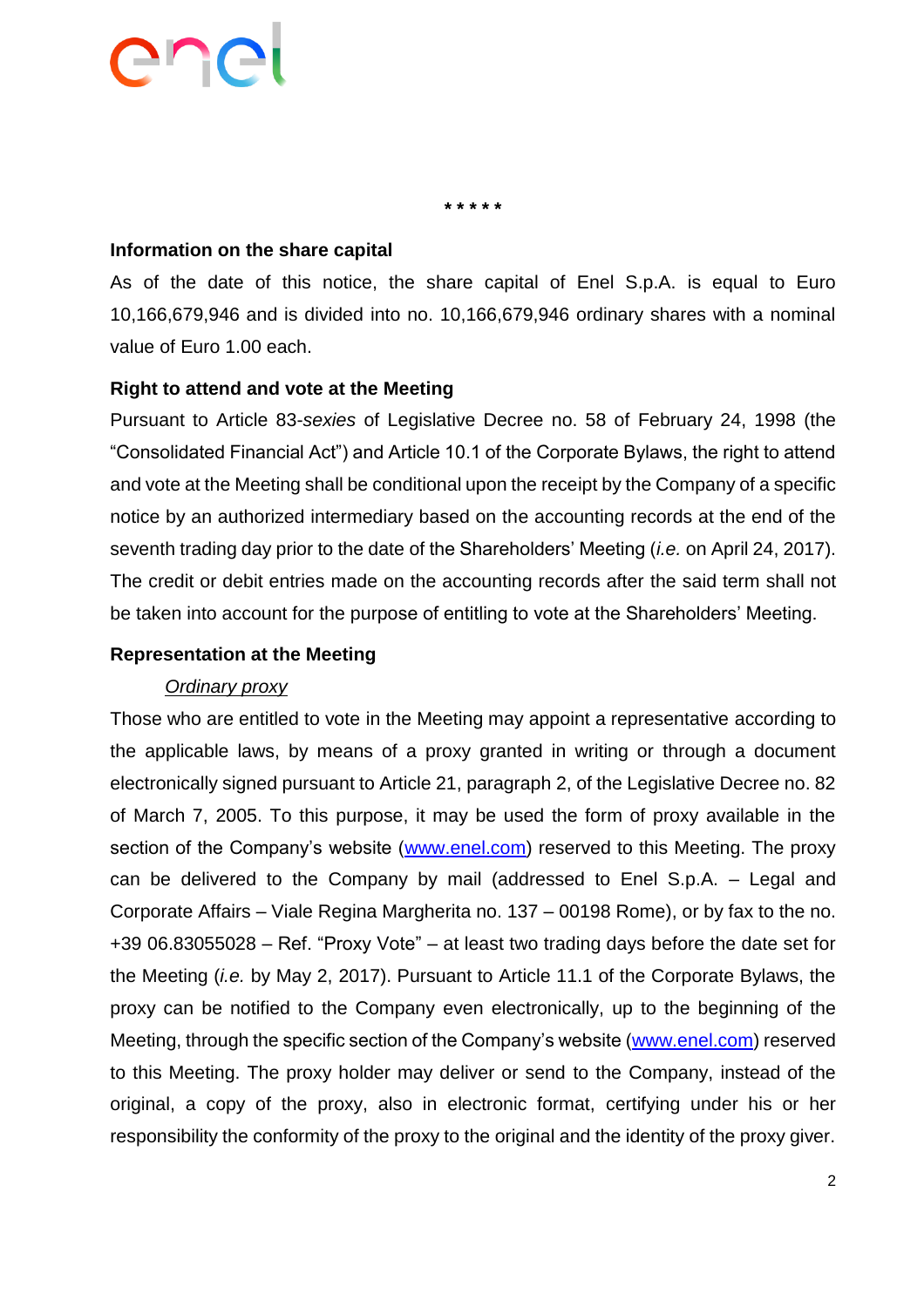\* \* \* \* \*

**Information on the share capital**

As of the date of this notice, the share capital of Enel S.p.A. is equal to Euro 10,166,679,946 and is divided into no. 10,166,679,946 ordinary shares with a nominal value of Euro 1.00 each.

**Right to attend and vote at the Meeting**

Pursuant to Article 83-*sexies* of Legislative Decree no. 58 of February 24, 1998 (the "Consolidated Financial Act") and Article 10.1 of the Corporate Bylaws, the right to attend and vote at the Meeting shall be conditional upon the receipt by the Company of a specific notice by an authorized intermediary based on the accounting records at the end of the seventh trading day prior to the date of the Shareholders' Meeting (*i.e.* on April 24, 2017). The credit or debit entries made on the accounting records after the said term shall not be taken into account for the purpose of entitling to vote at the Shareholders' Meeting.

**Representation at the Meeting**

*Ordinary proxy*

Those who are entitled to vote in the Meeting may appoint a representative according to the applicable laws, by means of a proxy granted in writing or through a document electronically signed pursuant to Article 21, paragraph 2, of the Legislative Decree no. 82 of March 7, 2005. To this purpose, it may be used the form of proxy available in the section of the Company's website (www.enel.com) reserved to this Meeting. The proxy can be delivered to the Company by mail (addressed to Enel S.p.A. – Legal and Corporate Affairs – Viale Regina Margherita no. 137 – 00198 Rome), or by fax to the no. +39 06.83055028 – Ref. "Proxy Vote" – at least two trading days before the date set for the Meeting (*i.e.* by May 2, 2017). Pursuant to Article 11.1 of the Corporate Bylaws, the proxy can be notified to the Company even electronically, up to the beginning of the Meeting, through the specific section of the Company's website (www.enel.com) reserved to this Meeting. The proxy holder may deliver or send to the Company, instead of the original, a copy of the proxy, also in electronic format, certifying under his or her responsibility the conformity of the proxy to the original and the identity of the proxy giver.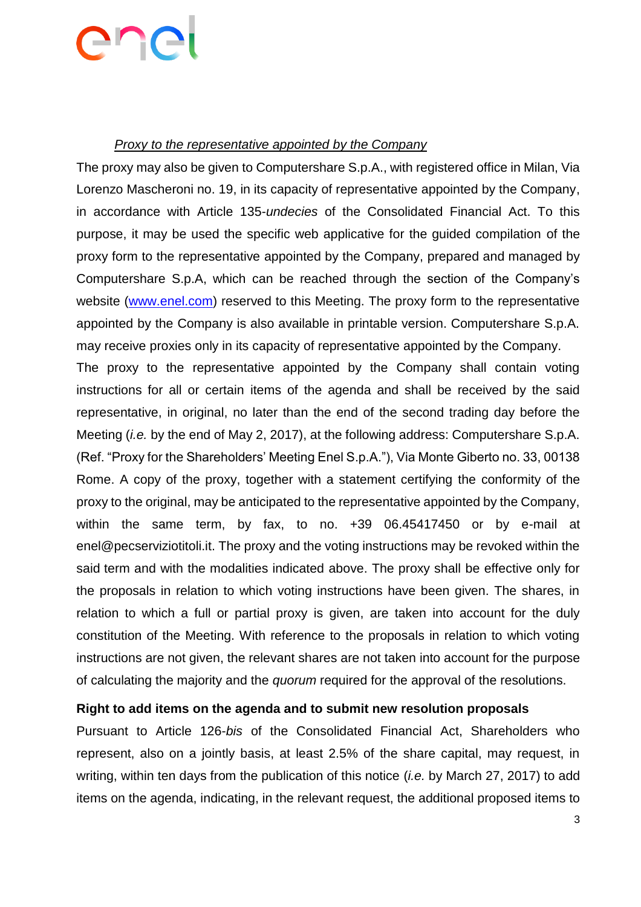*Proxy to the representative appointed by the Company*

The proxy may also be given to Computershare S.p.A., with registered office in Milan, Via Lorenzo Mascheroni no. 19, in its capacity of representative appointed by the Company, in accordance with Article 135-*undecies* of the Consolidated Financial Act. To this purpose, it may be used the specific web applicative for the guided compilation of the proxy form to the representative appointed by the Company, prepared and managed by Computershare S.p.A, which can be reached through the section of the Company's website (www.enel.com) reserved to this Meeting. The proxy form to the representative appointed by the Company is also available in printable version. Computershare S.p.A. may receive proxies only in its capacity of representative appointed by the Company.

The proxy to the representative appointed by the Company shall contain voting instructions for all or certain items of the agenda and shall be received by the said representative, in original, no later than the end of the second trading day before the Meeting (*i.e.* by the end of May 2, 2017), at the following address: Computershare S.p.A. (Ref. "Proxy for the Shareholders' Meeting Enel S.p.A."), Via Monte Giberto no. 33, 00138 Rome. A copy of the proxy, together with a statement certifying the conformity of the proxy to the original, may be anticipated to the representative appointed by the Company, within the same term, by fax, to no. +39 06.45417450 or by e-mail at enel@pecserviziotitoli.it. The proxy and the voting instructions may be revoked within the said term and with the modalities indicated above. The proxy shall be effective only for the proposals in relation to which voting instructions have been given. The shares, in relation to which a full or partial proxy is given, are taken into account for the duly constitution of the Meeting. With reference to the proposals in relation to which voting instructions are not given, the relevant shares are not taken into account for the purpose of calculating the majority and the *quorum* required for the approval of the resolutions.

**Right to add items on the agenda and to submit new resolution proposals**

Pursuant to Article 126-*bis* of the Consolidated Financial Act, Shareholders who represent, also on a jointly basis, at least 2.5% of the share capital, may request, in writing, within ten days from the publication of this notice (*i.e.* by March 27, 2017) to add items on the agenda, indicating, in the relevant request, the additional proposed items to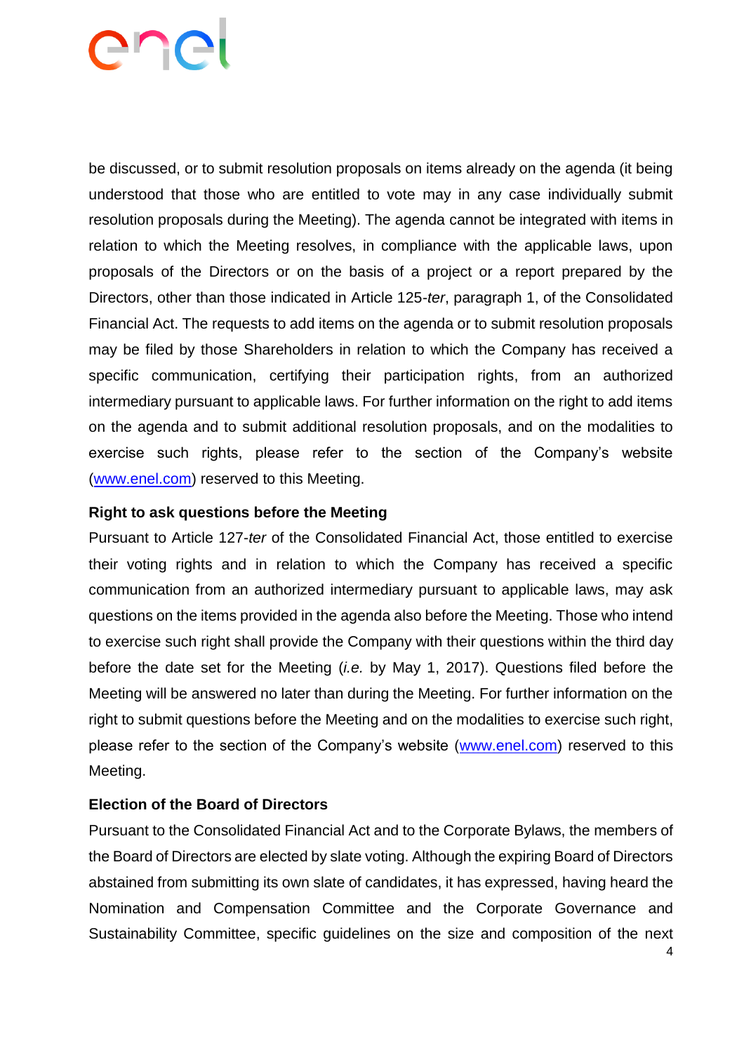be discussed, or to submit resolution proposals on items already on the agenda (it being understood that those who are entitled to vote may in any case individually submit resolution proposals during the Meeting). The agenda cannot be integrated with items in relation to which the Meeting resolves, in compliance with the applicable laws, upon proposals of the Directors or on the basis of a project or a report prepared by the Directors, other than those indicated in Article 125-*ter*, paragraph 1, of the Consolidated Financial Act. The requests to add items on the agenda or to submit resolution proposals may be filed by those Shareholders in relation to which the Company has received a specific communication, certifying their participation rights, from an authorized intermediary pursuant to applicable laws. For further information on the right to add items on the agenda and to submit additional resolution proposals, and on the modalities to exercise such rights, please refer to the section of the Company's website ([www.enel.com](www.enel.com)) reserved to this Meeting.

**Right to ask questions before the Meeting**

Pursuant to Article 127-*ter* of the Consolidated Financial Act, those entitled to exercise their voting rights and in relation to which the Company has received a specific communication from an authorized intermediary pursuant to applicable laws, may ask questions on the items provided in the agenda also before the Meeting. Those who intend to exercise such right shall provide the Company with their questions within the third day before the date set for the Meeting (*i.e.* by May 1, 2017). Questions filed before the Meeting will be answered no later than during the Meeting. For further information on the right to submit questions before the Meeting and on the modalities to exercise such right, please refer to the section of the Company's website ([www.enel.com](www.enel.com)) reserved to this Meeting.

**Election of the Board of Directors**

Pursuant to the Consolidated Financial Act and to the Corporate Bylaws, the members of the Board of Directors are elected by slate voting. Although the expiring Board of Directors abstained from submitting its own slate of candidates, it has expressed, having heard the Nomination and Compensation Committee and the Corporate Governance and Sustainability Committee, specific guidelines on the size and composition of the next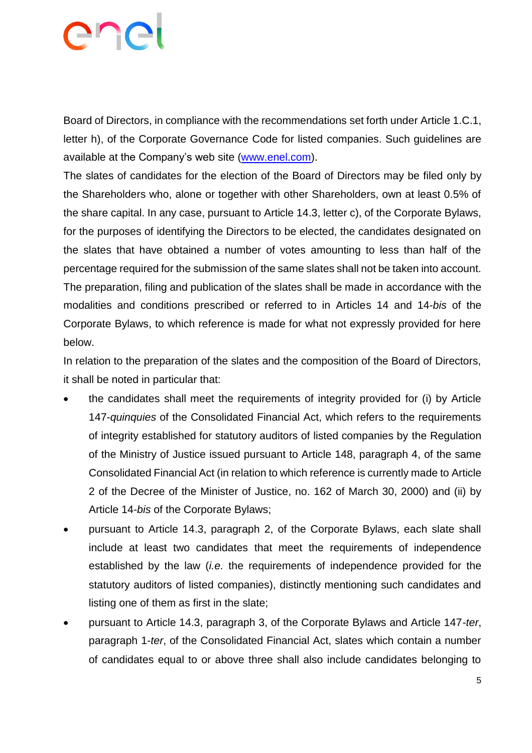Board of Directors, in compliance with the recommendations set forth under Article 1.C.1, letter h), of the Corporate Governance Code for listed companies. Such guidelines are available at the Company's web site (www.enel.com).

The slates of candidates for the election of the Board of Directors may be filed only by the Shareholders who, alone or together with other Shareholders, own at least 0.5% of the share capital. In any case, pursuant to Article 14.3, letter c), of the Corporate Bylaws, for the purposes of identifying the Directors to be elected, the candidates designated on the slates that have obtained a number of votes amounting to less than half of the percentage required for the submission of the same slates shall not be taken into account.

The preparation, filing and publication of the slates shall be made in accordance with the modalities and conditions prescribed or referred to in Articles 14 and 14-*bis* of the Corporate Bylaws, to which reference is made for what not expressly provided for here below.

In relation to the preparation of the slates and the composition of the Board of Directors, it shall be noted in particular that:

- the candidates shall meet the requirements of integrity provided for (i) by Article 147-*quinquies* of the Consolidated Financial Act, which refers to the requirements of integrity established for statutory auditors of listed companies by the Regulation of the Ministry of Justice issued pursuant to Article 148, paragraph 4, of the same Consolidated Financial Act (in relation to which reference is currently made to Article 2 of the Decree of the Minister of Justice, no. 162 of March 30, 2000) and (ii) by Article 14-*bis* of the Corporate Bylaws;
- pursuant to Article 14.3, paragraph 2, of the Corporate Bylaws, each slate shall include at least two candidates that meet the requirements of independence established by the law (*i.e.* the requirements of independence provided for the statutory auditors of listed companies), distinctly mentioning such candidates and listing one of them as first in the slate;
- pursuant to Article 14.3, paragraph 3, of the Corporate Bylaws and Article 147-*ter*, paragraph 1-*ter*, of the Consolidated Financial Act, slates which contain a number of candidates equal to or above three shall also include candidates belonging to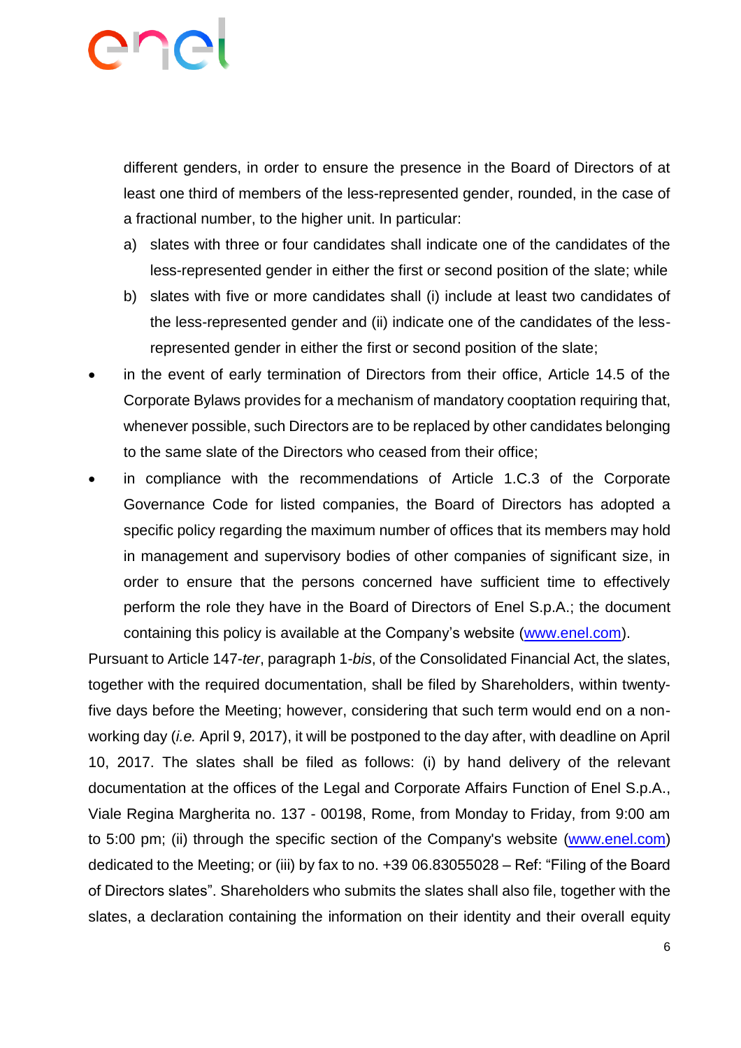different genders, in order to ensure the presence in the Board of Directors of at least one third of members of the less-represented gender, rounded, in the case of a fractional number, to the higher unit. In particular:

a) slates with three or four candidates shall indicate one of the candidates of the less-represented gender in either the first or second position of the slate; while

b) slates with five or more candidates shall (i) include at least two candidates of the less-represented gender and (ii) indicate one of the candidates of the less-represented gender in either the first or second position of the slate;

- in the event of early termination of Directors from their office, Article 14.5 of the Corporate Bylaws provides for a mechanism of mandatory cooptation requiring that, whenever possible, such Directors are to be replaced by other candidates belonging to the same slate of the Directors who ceased from their office;
- in compliance with the recommendations of Article 1.C.3 of the Corporate Governance Code for listed companies, the Board of Directors has adopted a specific policy regarding the maximum number of offices that its members may hold in management and supervisory bodies of other companies of significant size, in order to ensure that the persons concerned have sufficient time to effectively perform the role they have in the Board of Directors of Enel S.p.A.; the document containing this policy is available at the Company's website (www.enel.com).

Pursuant to Article 147-*ter*, paragraph 1-*bis*, of the Consolidated Financial Act, the slates, together with the required documentation, shall be filed by Shareholders, within twenty-five days before the Meeting; however, considering that such term would end on a non-working day (*i.e.* April 9, 2017), it will be postponed to the day after, with deadline on April 10, 2017. The slates shall be filed as follows: (i) by hand delivery of the relevant documentation at the offices of the Legal and Corporate Affairs Function of Enel S.p.A., Viale Regina Margherita no. 137 - 00198, Rome, from Monday to Friday, from 9:00 am to 5:00 pm; (ii) through the specific section of the Company's website (www.enel.com) dedicated to the Meeting; or (iii) by fax to no. +39 06.83055028 – Ref: "Filing of the Board of Directors slates". Shareholders who submits the slates shall also file, together with the slates, a declaration containing the information on their identity and their overall equity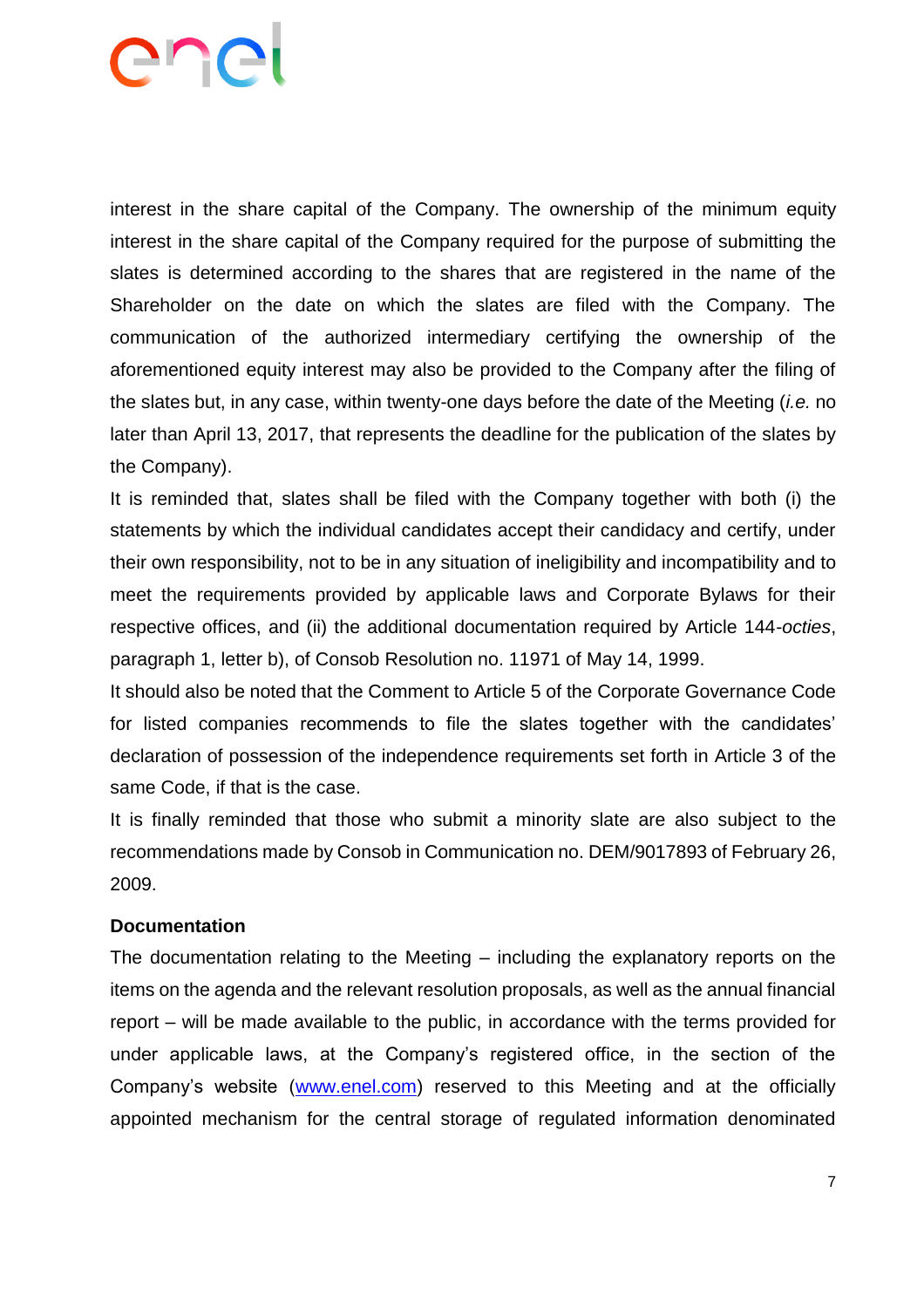interest in the share capital of the Company. The ownership of the minimum equity interest in the share capital of the Company required for the purpose of submitting the slates is determined according to the shares that are registered in the name of the Shareholder on the date on which the slates are filed with the Company. The communication of the authorized intermediary certifying the ownership of the aforementioned equity interest may also be provided to the Company after the filing of the slates but, in any case, within twenty-one days before the date of the Meeting (*i.e.* no later than April 13, 2017, that represents the deadline for the publication of the slates by the Company).

It is reminded that, slates shall be filed with the Company together with both (i) the statements by which the individual candidates accept their candidacy and certify, under their own responsibility, not to be in any situation of ineligibility and incompatibility and to meet the requirements provided by applicable laws and Corporate Bylaws for their respective offices, and (ii) the additional documentation required by Article 144-*octies*, paragraph 1, letter b), of Consob Resolution no. 11971 of May 14, 1999.

It should also be noted that the Comment to Article 5 of the Corporate Governance Code for listed companies recommends to file the slates together with the candidates' declaration of possession of the independence requirements set forth in Article 3 of the same Code, if that is the case.

It is finally reminded that those who submit a minority slate are also subject to the recommendations made by Consob in Communication no. DEM/9017893 of February 26, 2009.

**Documentation**

The documentation relating to the Meeting – including the explanatory reports on the items on the agenda and the relevant resolution proposals, as well as the annual financial report – will be made available to the public, in accordance with the terms provided for under applicable laws, at the Company's registered office, in the section of the Company's website ([www.enel.com](www.enel.com)) reserved to this Meeting and at the officially appointed mechanism for the central storage of regulated information denominated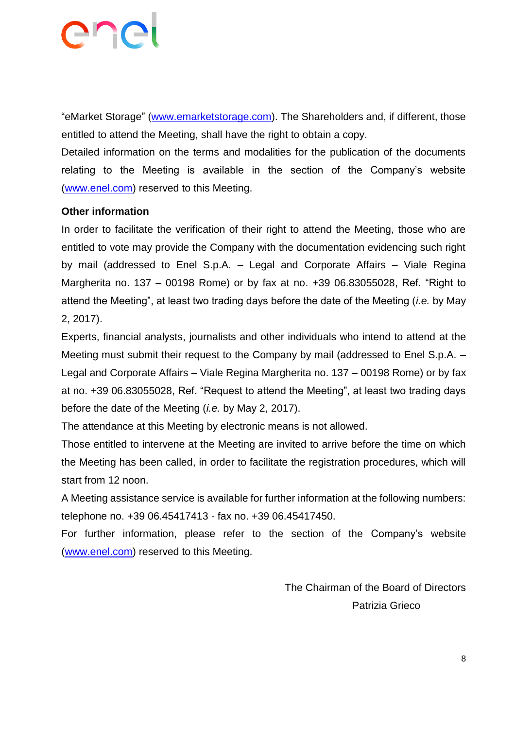"eMarket Storage" (www.emarketstorage.com). The Shareholders and, if different, those entitled to attend the Meeting, shall have the right to obtain a copy.

Detailed information on the terms and modalities for the publication of the documents relating to the Meeting is available in the section of the Company's website (www.enel.com) reserved to this Meeting.

**Other information**

In order to facilitate the verification of their right to attend the Meeting, those who are entitled to vote may provide the Company with the documentation evidencing such right by mail (addressed to Enel S.p.A. – Legal and Corporate Affairs – Viale Regina Margherita no. 137 – 00198 Rome) or by fax at no. +39 06.83055028, Ref. "Right to attend the Meeting", at least two trading days before the date of the Meeting (*i.e.* by May 2, 2017).

Experts, financial analysts, journalists and other individuals who intend to attend at the Meeting must submit their request to the Company by mail (addressed to Enel S.p.A. – Legal and Corporate Affairs – Viale Regina Margherita no. 137 – 00198 Rome) or by fax at no. +39 06.83055028, Ref. "Request to attend the Meeting", at least two trading days before the date of the Meeting (*i.e.* by May 2, 2017).

The attendance at this Meeting by electronic means is not allowed.

Those entitled to intervene at the Meeting are invited to arrive before the time on which the Meeting has been called, in order to facilitate the registration procedures, which will start from 12 noon.

A Meeting assistance service is available for further information at the following numbers: telephone no. +39 06.45417413 - fax no. +39 06.45417450.

For further information, please refer to the section of the Company's website (www.enel.com) reserved to this Meeting.

The Chairman of the Board of Directors

Patrizia Grieco